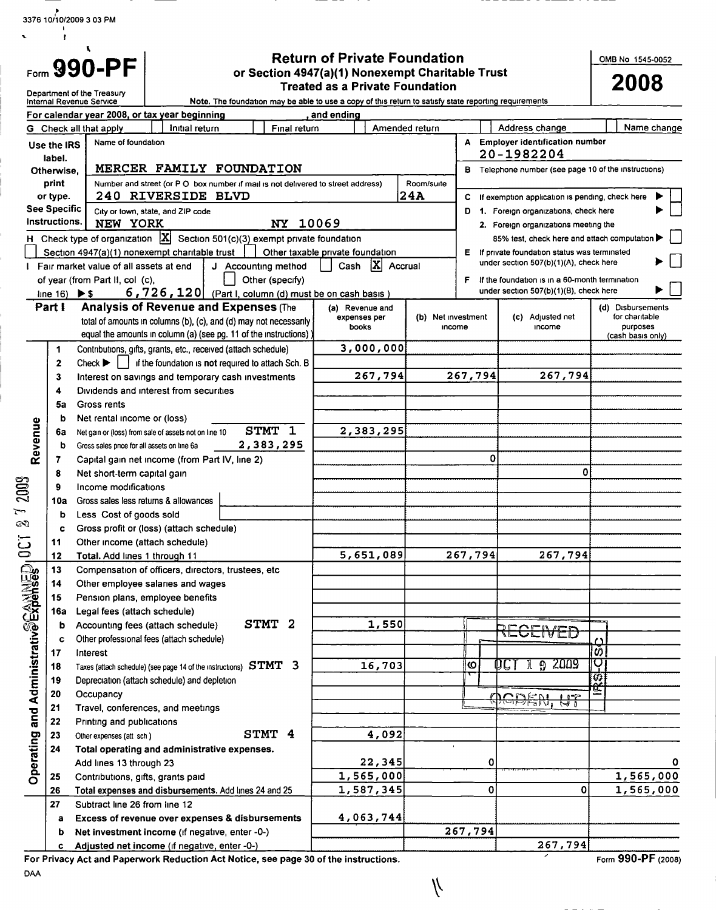Form **990-PF**

Department of the Treasury
Internal Revenue Service

# Return of Private Foundation
## or Section 4947(a)(1) Nonexempt Charitable Trust Treated as a Private Foundation

Note. The foundation may be able to use a copy of this return to satisfy state reporting requirements

OMB No 1545-0052

**2008**

For calendar year 2008, or tax year beginning , and ending

G Check all that apply [ ] Initial return [ ] Final return [ ] Amended return [ ] Address change [ ] Name change

Use the IRS label. Otherwise, print or type. See Specific Instructions.

Name of foundation: MERCER FAMILY FOUNDATION

Number and street (or P O box number if mail is not delivered to street address): 240 RIVERSIDE BLVD — Room/suite: 24A

City or town, state, and ZIP code: NEW YORK NY 10069

A Employer identification number: 20-1982204

B Telephone number (see page 10 of the instructions)

C If exemption application is pending, check here [ ]

D 1. Foreign organizations, check here [ ]
2. Foreign organizations meeting the 85% test, check here and attach computation [ ]

E If private foundation status was terminated under section 507(b)(1)(A), check here [ ]

F If the foundation is in a 60-month termination under section 507(b)(1)(B), check here [ ]

H Check type of organization [X] Section 501(c)(3) exempt private foundation
[ ] Section 4947(a)(1) nonexempt charitable trust [ ] Other taxable private foundation

I Fair market value of all assets at end of year (from Part II, col (c), line 16) ▶ $ 6,726,120

J Accounting method [ ] Cash [X] Accrual [ ] Other (specify)
(Part I, column (d) must be on cash basis )

**Part I Analysis of Revenue and Expenses** (The total of amounts in columns (b), (c), and (d) may not necessarily equal the amounts in column (a) (see pg. 11 of the instructions))

| | Line | Description | (a) Revenue and expenses per books | (b) Net investment income | (c) Adjusted net income | (d) Disbursements for charitable purposes (cash basis only) |
|---|---|---|---|---|---|---|
| Revenue | 1 | Contributions, gifts, grants, etc., received (attach schedule) | 3,000,000 | | | |
| | 2 | Check ▶ [ ] if the foundation is not required to attach Sch. B | | | | |
| | 3 | Interest on savings and temporary cash investments | 267,794 | 267,794 | 267,794 | |
| | 4 | Dividends and interest from securities | | | | |
| | 5a | Gross rents | | | | |
| | b | Net rental income or (loss) | | | | |
| | 6a | Net gain or (loss) from sale of assets not on line 10 STMT 1 | 2,383,295 | | | |
| | b | Gross sales price for all assets on line 6a 2,383,295 | | | | |
| | 7 | Capital gain net income (from Part IV, line 2) | | 0 | | |
| | 8 | Net short-term capital gain | | | 0 | |
| | 9 | Income modifications | | | | |
| | 10a | Gross sales less returns & allowances | | | | |
| | b | Less Cost of goods sold | | | | |
| | c | Gross profit or (loss) (attach schedule) | | | | |
| | 11 | Other income (attach schedule) | | | | |
| | 12 | **Total.** Add lines 1 through 11 | 5,651,089 | 267,794 | 267,794 | |
| Operating and Administrative Expenses | 13 | Compensation of officers, directors, trustees, etc | | | | |
| | 14 | Other employee salaries and wages | | | | |
| | 15 | Pension plans, employee benefits | | | | |
| | 16a | Legal fees (attach schedule) | | | | |
| | b | Accounting fees (attach schedule) STMT 2 | 1,550 | | | |
| | c | Other professional fees (attach schedule) | | | | |
| | 17 | Interest | | | | |
| | 18 | Taxes (attach schedule) (see page 14 of the instructions) STMT 3 | 16,703 | | | |
| | 19 | Depreciation (attach schedule) and depletion | | | | |
| | 20 | Occupancy | | | | |
| | 21 | Travel, conferences, and meetings | | | | |
| | 22 | Printing and publications | | | | |
| | 23 | Other expenses (att sch) STMT 4 | 4,092 | | | |
| | 24 | **Total operating and administrative expenses.** Add lines 13 through 23 | 22,345 | 0 | | 0 |
| | 25 | Contributions, gifts, grants paid | 1,565,000 | | | 1,565,000 |
| | 26 | **Total expenses and disbursements.** Add lines 24 and 25 | 1,587,345 | 0 | 0 | 1,565,000 |
| | 27 | Subtract line 26 from line 12 | | | | |
| | a | **Excess of revenue over expenses & disbursements** | 4,063,744 | | | |
| | b | **Net investment income** (if negative, enter -0-) | | 267,794 | | |
| | c | **Adjusted net income** (if negative, enter -0-) | | | 267,794 | |

**For Privacy Act and Paperwork Reduction Act Notice, see page 30 of the instructions.**

Form **990-PF** (2008)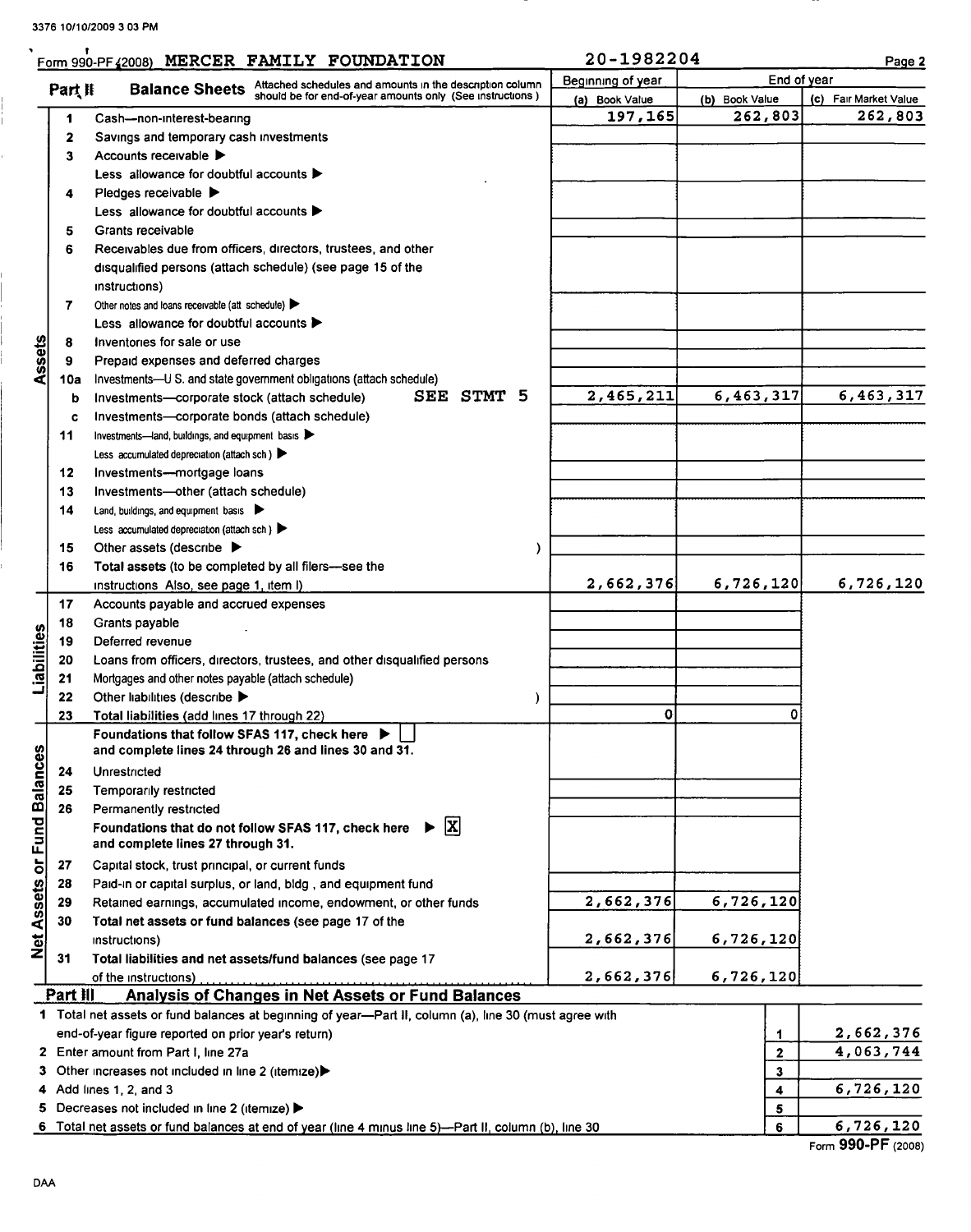3376 10/10/2009 3 03 PM

Form 990-PF (2008) MERCER FAMILY FOUNDATION 20-1982204 Page 2

## Part II Balance Sheets

Attached schedules and amounts in the description column should be for end-of-year amounts only (See instructions)

| | | | Beginning of year (a) Book Value | End of year (b) Book Value | End of year (c) Fair Market Value |
|---|---|---|---|---|---|
| Assets | 1 | Cash—non-interest-bearing | 197,165 | 262,803 | 262,803 |
| | 2 | Savings and temporary cash investments | | | |
| | 3 | Accounts receivable ▶ | | | |
| | | Less allowance for doubtful accounts ▶ | | | |
| | 4 | Pledges receivable ▶ | | | |
| | | Less allowance for doubtful accounts ▶ | | | |
| | 5 | Grants receivable | | | |
| | 6 | Receivables due from officers, directors, trustees, and other disqualified persons (attach schedule) (see page 15 of the instructions) | | | |
| | 7 | Other notes and loans receivable (att schedule) ▶ | | | |
| | | Less allowance for doubtful accounts ▶ | | | |
| | 8 | Inventories for sale or use | | | |
| | 9 | Prepaid expenses and deferred charges | | | |
| | 10a | Investments—U S. and state government obligations (attach schedule) | | | |
| | b | Investments—corporate stock (attach schedule) SEE STMT 5 | 2,465,211 | 6,463,317 | 6,463,317 |
| | c | Investments—corporate bonds (attach schedule) | | | |
| | 11 | Investments—land, buildings, and equipment basis ▶ | | | |
| | | Less accumulated depreciation (attach sch ) ▶ | | | |
| | 12 | Investments—mortgage loans | | | |
| | 13 | Investments—other (attach schedule) | | | |
| | 14 | Land, buildings, and equipment basis ▶ | | | |
| | | Less accumulated depreciation (attach sch ) ▶ | | | |
| | 15 | Other assets (describe ▶ ) | | | |
| | 16 | Total assets (to be completed by all filers—see the instructions Also, see page 1, item I) | 2,662,376 | 6,726,120 | 6,726,120 |
| Liabilities | 17 | Accounts payable and accrued expenses | | | |
| | 18 | Grants payable | | | |
| | 19 | Deferred revenue | | | |
| | 20 | Loans from officers, directors, trustees, and other disqualified persons | | | |
| | 21 | Mortgages and other notes payable (attach schedule) | | | |
| | 22 | Other liabilities (describe ▶ ) | | | |
| | 23 | **Total liabilities** (add lines 17 through 22) | 0 | 0 | |
| Net Assets or Fund Balances | | **Foundations that follow SFAS 117, check here ▶ [ ] and complete lines 24 through 26 and lines 30 and 31.** | | | |
| | 24 | Unrestricted | | | |
| | 25 | Temporarily restricted | | | |
| | 26 | Permanently restricted | | | |
| | | **Foundations that do not follow SFAS 117, check here ▶ [X] and complete lines 27 through 31.** | | | |
| | 27 | Capital stock, trust principal, or current funds | | | |
| | 28 | Paid-in or capital surplus, or land, bldg , and equipment fund | | | |
| | 29 | Retained earnings, accumulated income, endowment, or other funds | 2,662,376 | 6,726,120 | |
| | 30 | **Total net assets or fund balances** (see page 17 of the instructions) | 2,662,376 | 6,726,120 | |
| | 31 | **Total liabilities and net assets/fund balances** (see page 17 of the instructions) | 2,662,376 | 6,726,120 | |

## Part III Analysis of Changes in Net Assets or Fund Balances

| | | | |
|---|---|---|---|
| 1 | Total net assets or fund balances at beginning of year—Part II, column (a), line 30 (must agree with end-of-year figure reported on prior year's return) | 1 | 2,662,376 |
| 2 | Enter amount from Part I, line 27a | 2 | 4,063,744 |
| 3 | Other increases not included in line 2 (itemize) ▶ | 3 | |
| 4 | Add lines 1, 2, and 3 | 4 | 6,726,120 |
| 5 | Decreases not included in line 2 (itemize) ▶ | 5 | |
| 6 | Total net assets or fund balances at end of year (line 4 minus line 5)—Part II, column (b), line 30 | 6 | 6,726,120 |

Form 990-PF (2008)

DAA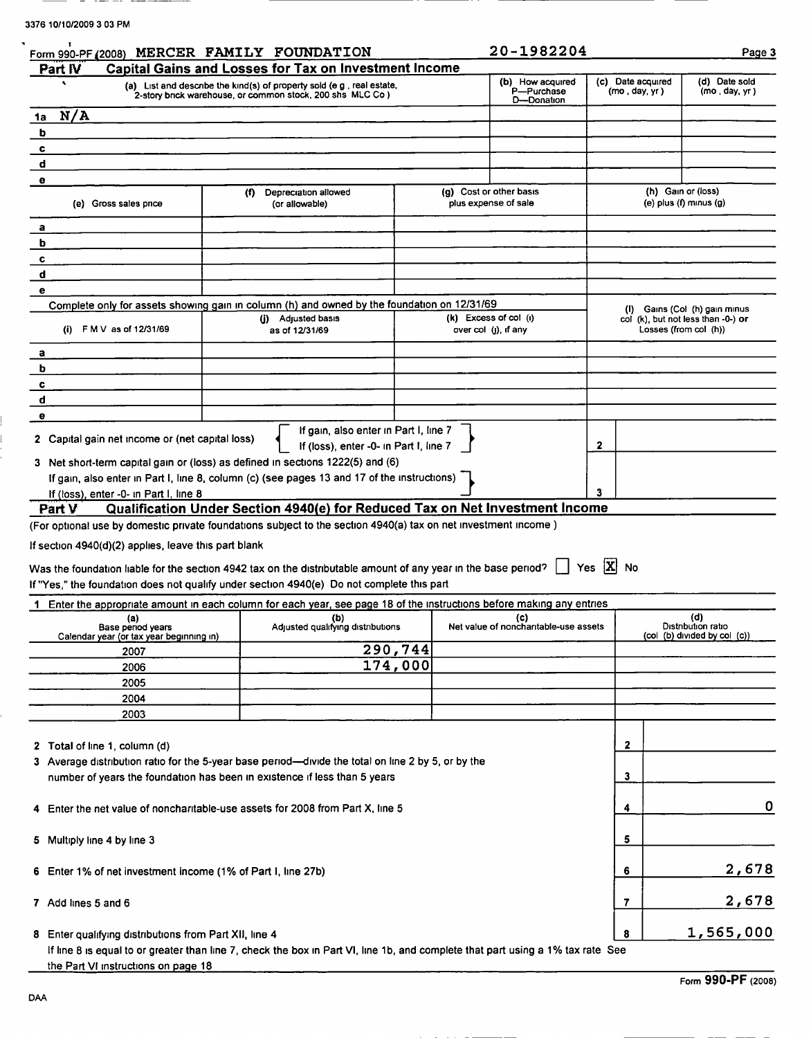3376 10/10/2009 3 03 PM

Form 990-PF (2008) MERCER FAMILY FOUNDATION 20-1982204

## Part IV Capital Gains and Losses for Tax on Investment Income

| (a) List and describe the kind(s) of property sold (e g , real estate, 2-story brick warehouse, or common stock, 200 shs MLC Co ) | (b) How acquired P—Purchase D—Donation | (c) Date acquired (mo , day, yr ) | (d) Date sold (mo , day, yr ) |
|---|---|---|---|
| 1a N/A | | | |
| b | | | |
| c | | | |
| d | | | |
| e | | | |

| | (e) Gross sales price | (f) Depreciation allowed (or allowable) | (g) Cost or other basis plus expense of sale | (h) Gain or (loss) (e) plus (f) minus (g) |
|---|---|---|---|---|
| a | | | | |
| b | | | | |
| c | | | | |
| d | | | | |
| e | | | | |

Complete only for assets showing gain in column (h) and owned by the foundation on 12/31/69

| | (i) F M V as of 12/31/69 | (j) Adjusted basis as of 12/31/69 | (k) Excess of col (i) over col (j), if any | (l) Gains (Col (h) gain minus col (k), but not less than -0-) or Losses (from col (h)) |
|---|---|---|---|---|
| a | | | | |
| b | | | | |
| c | | | | |
| d | | | | |
| e | | | | |

2 Capital gain net income or (net capital loss) { If gain, also enter in Part I, line 7 / If (loss), enter -0- in Part I, line 7 } — 2

3 Net short-term capital gain or (loss) as defined in sections 1222(5) and (6) If gain, also enter in Part I, line 8, column (c) (see pages 13 and 17 of the instructions) If (loss), enter -0- in Part I, line 8 — 3

## Part V Qualification Under Section 4940(e) for Reduced Tax on Net Investment Income

(For optional use by domestic private foundations subject to the section 4940(a) tax on net investment income )

If section 4940(d)(2) applies, leave this part blank

Was the foundation liable for the section 4942 tax on the distributable amount of any year in the base period? ☐ Yes ☒ No

If "Yes," the foundation does not qualify under section 4940(e) Do not complete this part

1 Enter the appropriate amount in each column for each year, see page 18 of the instructions before making any entries

| (a) Base period years Calendar year (or tax year beginning in) | (b) Adjusted qualifying distributions | (c) Net value of noncharitable-use assets | (d) Distribution ratio (col (b) divided by col (c)) |
|---|---|---|---|
| 2007 | 290,744 | | |
| 2006 | 174,000 | | |
| 2005 | | | |
| 2004 | | | |
| 2003 | | | |

| | | |
|---|---|---|
| 2 Total of line 1, column (d) | 2 | |
| 3 Average distribution ratio for the 5-year base period—divide the total on line 2 by 5, or by the number of years the foundation has been in existence if less than 5 years | 3 | |
| 4 Enter the net value of noncharitable-use assets for 2008 from Part X, line 5 | 4 | 0 |
| 5 Multiply line 4 by line 3 | 5 | |
| 6 Enter 1% of net investment income (1% of Part I, line 27b) | 6 | 2,678 |
| 7 Add lines 5 and 6 | 7 | 2,678 |
| 8 Enter qualifying distributions from Part XII, line 4 | 8 | 1,565,000 |

If line 8 is equal to or greater than line 7, check the box in Part VI, line 1b, and complete that part using a 1% tax rate See the Part VI instructions on page 18

Form 990-PF (2008)

DAA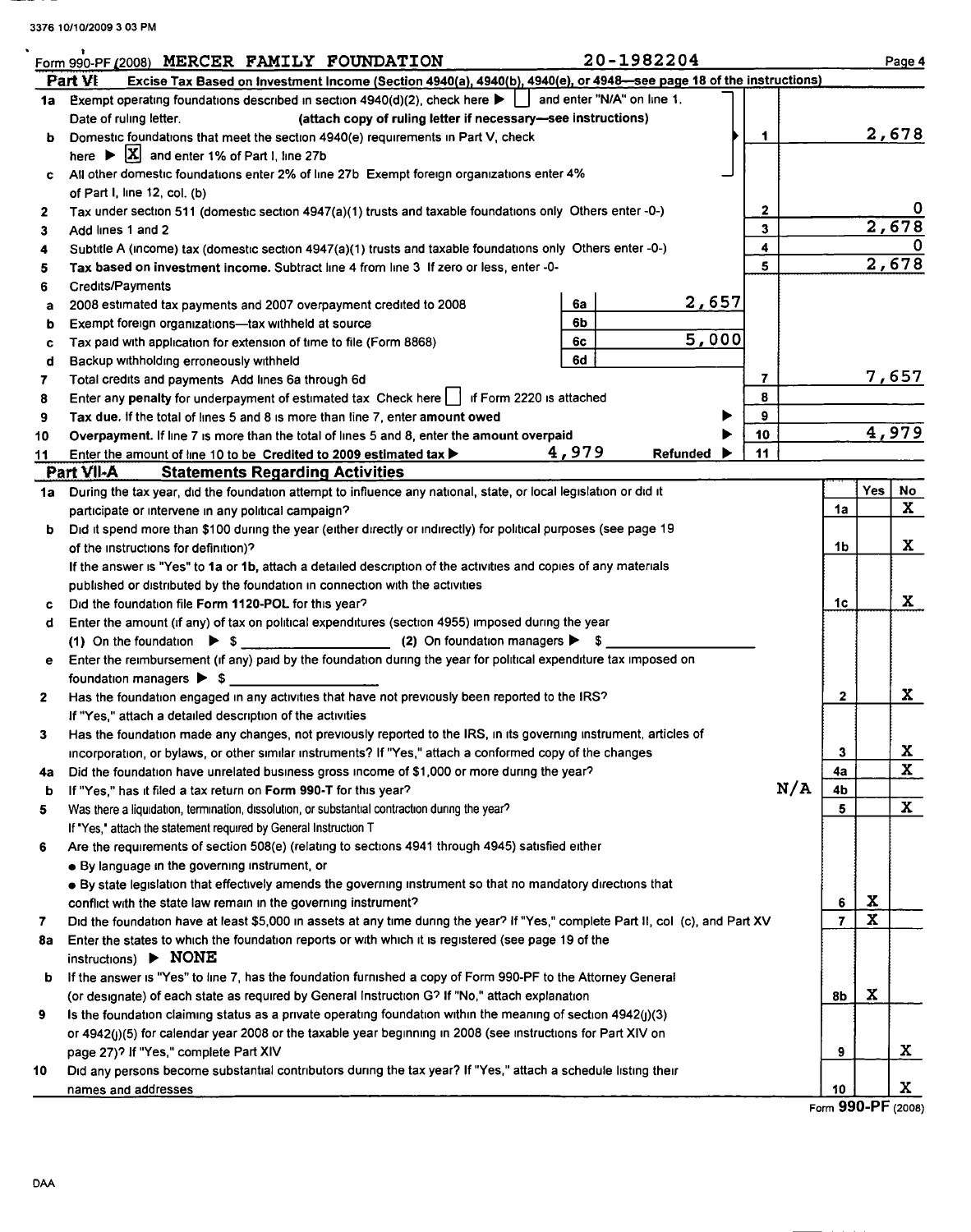3376 10/10/2009 3 03 PM

Form 990-PF (2008) MERCER FAMILY FOUNDATION 20-1982204 Page 4

## Part VI Excise Tax Based on Investment Income (Section 4940(a), 4940(b), 4940(e), or 4948—see page 18 of the instructions)

| | | | | | |
|---|---|---|---|---|---|
| 1a | Exempt operating foundations described in section 4940(d)(2), check here ▶ [ ] and enter "N/A" on line 1. Date of ruling letter. (attach copy of ruling letter if necessary—see instructions) | | | | |
| b | Domestic foundations that meet the section 4940(e) requirements in Part V, check here ▶ [X] and enter 1% of Part I, line 27b | | | 1 | 2,678 |
| c | All other domestic foundations enter 2% of line 27b Exempt foreign organizations enter 4% of Part I, line 12, col. (b) | | | | |
| 2 | Tax under section 511 (domestic section 4947(a)(1) trusts and taxable foundations only Others enter -0-) | | | 2 | 0 |
| 3 | Add lines 1 and 2 | | | 3 | 2,678 |
| 4 | Subtitle A (income) tax (domestic section 4947(a)(1) trusts and taxable foundations only Others enter -0-) | | | 4 | 0 |
| 5 | **Tax based on investment income.** Subtract line 4 from line 3 If zero or less, enter -0- | | | 5 | 2,678 |
| 6 | Credits/Payments | | | | |
| a | 2008 estimated tax payments and 2007 overpayment credited to 2008 | 6a | 2,657 | | |
| b | Exempt foreign organizations—tax withheld at source | 6b | | | |
| c | Tax paid with application for extension of time to file (Form 8868) | 6c | 5,000 | | |
| d | Backup withholding erroneously withheld | 6d | | | |
| 7 | Total credits and payments Add lines 6a through 6d | | | 7 | 7,657 |
| 8 | Enter any **penalty** for underpayment of estimated tax Check here [ ] if Form 2220 is attached | | | 8 | |
| 9 | **Tax due.** If the total of lines 5 and 8 is more than line 7, enter **amount owed** ▶ | | | 9 | |
| 10 | **Overpayment.** If line 7 is more than the total of lines 5 and 8, enter the **amount overpaid** ▶ | | | 10 | 4,979 |
| 11 | Enter the amount of line 10 to be **Credited to 2009 estimated tax** ▶ 4,979 **Refunded** ▶ | | | 11 | |

## Part VII-A Statements Regarding Activities

| | | | Yes | No |
|---|---|---|---|---|
| 1a | During the tax year, did the foundation attempt to influence any national, state, or local legislation or did it participate or intervene in any political campaign? | 1a | | X |
| b | Did it spend more than $100 during the year (either directly or indirectly) for political purposes (see page 19 of the instructions for definition)? | 1b | | X |
| | *If the answer is "Yes" to 1a or 1b, attach a detailed description of the activities and copies of any materials published or distributed by the foundation in connection with the activities* | | | |
| c | Did the foundation file **Form 1120-POL** for this year? | 1c | | X |
| d | Enter the amount (if any) of tax on political expenditures (section 4955) imposed during the year (1) On the foundation ▶ $ ______ (2) On foundation managers ▶ $ ______ | | | |
| e | Enter the reimbursement (if any) paid by the foundation during the year for political expenditure tax imposed on foundation managers ▶ $ ______ | | | |
| 2 | Has the foundation engaged in any activities that have not previously been reported to the IRS? *If "Yes," attach a detailed description of the activities* | 2 | | X |
| 3 | Has the foundation made any changes, not previously reported to the IRS, in its governing instrument, articles of incorporation, or bylaws, or other similar instruments? *If "Yes," attach a conformed copy of the changes* | 3 | | X |
| 4a | Did the foundation have unrelated business gross income of $1,000 or more during the year? | 4a | | X |
| b | If "Yes," has it filed a tax return on **Form 990-T** for this year? N/A | 4b | | |
| 5 | Was there a liquidation, termination, dissolution, or substantial contraction during the year? *If "Yes," attach the statement required by General Instruction T* | 5 | | X |
| 6 | Are the requirements of section 508(e) (relating to sections 4941 through 4945) satisfied either<br>• By language in the governing instrument, or<br>• By state legislation that effectively amends the governing instrument so that no mandatory directions that conflict with the state law remain in the governing instrument? | 6 | X | |
| 7 | Did the foundation have at least $5,000 in assets at any time during the year? *If "Yes," complete Part II, col (c), and Part XV* | 7 | X | |
| 8a | Enter the states to which the foundation reports or with which it is registered (see page 19 of the instructions) ▶ NONE | | | |
| b | If the answer is "Yes" to line 7, has the foundation furnished a copy of Form 990-PF to the Attorney General (or designate) of each state as required by *General Instruction G*? If "No," attach explanation | 8b | X | |
| 9 | Is the foundation claiming status as a private operating foundation within the meaning of section 4942(j)(3) or 4942(j)(5) for calendar year 2008 or the taxable year beginning in 2008 (see instructions for Part XIV on page 27)? *If "Yes," complete Part XIV* | 9 | | X |
| 10 | Did any persons become substantial contributors during the tax year? *If "Yes," attach a schedule listing their names and addresses* | 10 | | X |

Form **990-PF** (2008)

DAA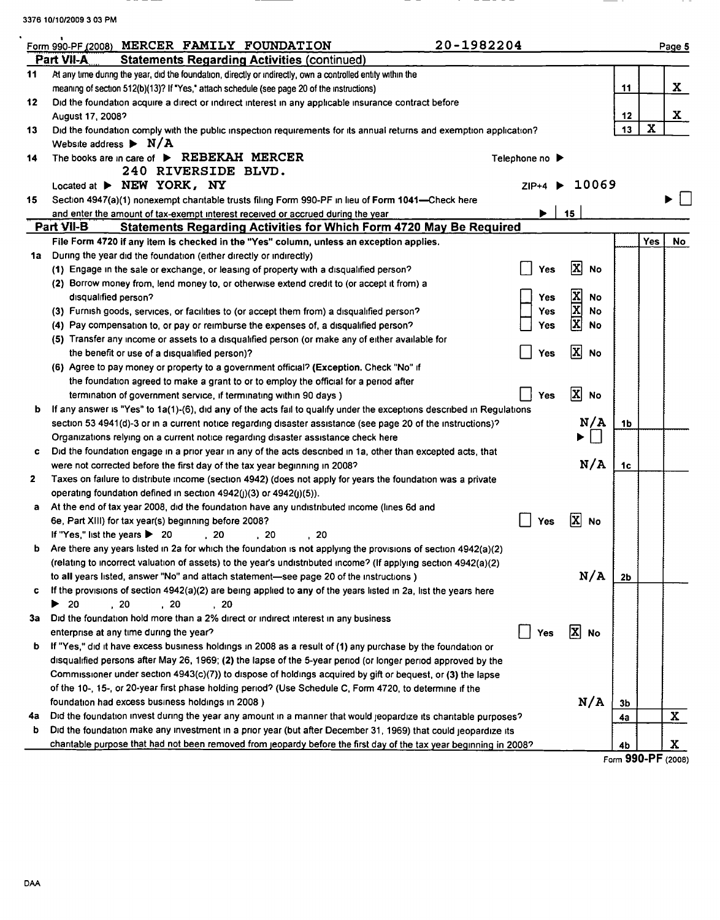Form 990-PF (2008) MERCER FAMILY FOUNDATION 20-1982204

## Part VII-A Statements Regarding Activities (continued)

| | | | Yes | No |
|---|---|---|---|---|
| 11 | At any time during the year, did the foundation, directly or indirectly, own a controlled entity within the meaning of section 512(b)(13)? If "Yes," attach schedule (see page 20 of the instructions) | 11 | | X |
| 12 | Did the foundation acquire a direct or indirect interest in any applicable insurance contract before August 17, 2008? | 12 | | X |
| 13 | Did the foundation comply with the public inspection requirements for its annual returns and exemption application? | 13 | X | |

Website address ▶ N/A

14 The books are in care of ▶ REBEKAH MERCER Telephone no ▶
240 RIVERSIDE BLVD.
Located at ▶ NEW YORK, NY ZIP+4 ▶ 10069

15 Section 4947(a)(1) nonexempt charitable trusts filing Form 990-PF in lieu of Form 1041—Check here ▶ ☐
and enter the amount of tax-exempt interest received or accrued during the year ▶ 15

## Part VII-B Statements Regarding Activities for Which Form 4720 May Be Required

File Form 4720 if any item is checked in the "Yes" column, unless an exception applies.

| | | | | Yes | No |
|---|---|---|---|---|---|
| 1a | During the year did the foundation (either directly or indirectly) | | | | |
| | (1) Engage in the sale or exchange, or leasing of property with a disqualified person? | ☐ Yes ☒ No | | | |
| | (2) Borrow money from, lend money to, or otherwise extend credit to (or accept it from) a disqualified person? | ☐ Yes ☒ No | | | |
| | (3) Furnish goods, services, or facilities to (or accept them from) a disqualified person? | ☐ Yes ☒ No | | | |
| | (4) Pay compensation to, or pay or reimburse the expenses of, a disqualified person? | ☐ Yes ☒ No | | | |
| | (5) Transfer any income or assets to a disqualified person (or make any of either available for the benefit or use of a disqualified person)? | ☐ Yes ☒ No | | | |
| | (6) Agree to pay money or property to a government official? **(Exception.** Check "No" if the foundation agreed to make a grant to or to employ the official for a period after termination of government service, if terminating within 90 days.) | ☐ Yes ☒ No | | | |
| b | If any answer is "Yes" to 1a(1)-(6), did any of the acts fail to qualify under the exceptions described in Regulations section 53.4941(d)-3 or in a current notice regarding disaster assistance (see page 20 of the instructions)? | N/A | 1b | | |
| | Organizations relying on a current notice regarding disaster assistance check here | ▶ ☐ | | | |
| c | Did the foundation engage in a prior year in any of the acts described in 1a, other than excepted acts, that were not corrected before the first day of the tax year beginning in 2008? | N/A | 1c | | |
| 2 | Taxes on failure to distribute income (section 4942) (does not apply for years the foundation was a private operating foundation defined in section 4942(j)(3) or 4942(j)(5)). | | | | |
| a | At the end of tax year 2008, did the foundation have any undistributed income (lines 6d and 6e, Part XIII) for tax year(s) beginning before 2008? | ☐ Yes ☒ No | | | |
| | If "Yes," list the years ▶ 20 , 20 , 20 , 20 | | | | |
| b | Are there any years listed in 2a for which the foundation is **not** applying the provisions of section 4942(a)(2) (relating to incorrect valuation of assets) to the year's undistributed income? (If applying section 4942(a)(2) to **all** years listed, answer "No" and attach statement—see page 20 of the instructions.) | N/A | 2b | | |
| c | If the provisions of section 4942(a)(2) are being applied to **any** of the years listed in 2a, list the years here ▶ 20 , 20 , 20 , 20 | | | | |
| 3a | Did the foundation hold more than a 2% direct or indirect interest in any business enterprise at any time during the year? | ☐ Yes ☒ No | | | |
| b | If "Yes," did it have excess business holdings in 2008 as a result of (1) any purchase by the foundation or disqualified persons after May 26, 1969; (2) the lapse of the 5-year period (or longer period approved by the Commissioner under section 4943(c)(7)) to dispose of holdings acquired by gift or bequest; or (3) the lapse of the 10-, 15-, or 20-year first phase holding period? (Use Schedule C, Form 4720, to determine if the foundation had excess business holdings in 2008.) | N/A | 3b | | |
| 4a | Did the foundation invest during the year any amount in a manner that would jeopardize its charitable purposes? | | 4a | | X |
| b | Did the foundation make any investment in a prior year (but after December 31, 1969) that could jeopardize its charitable purpose that had not been removed from jeopardy before the first day of the tax year beginning in 2008? | | 4b | | X |

Form **990-PF** (2008)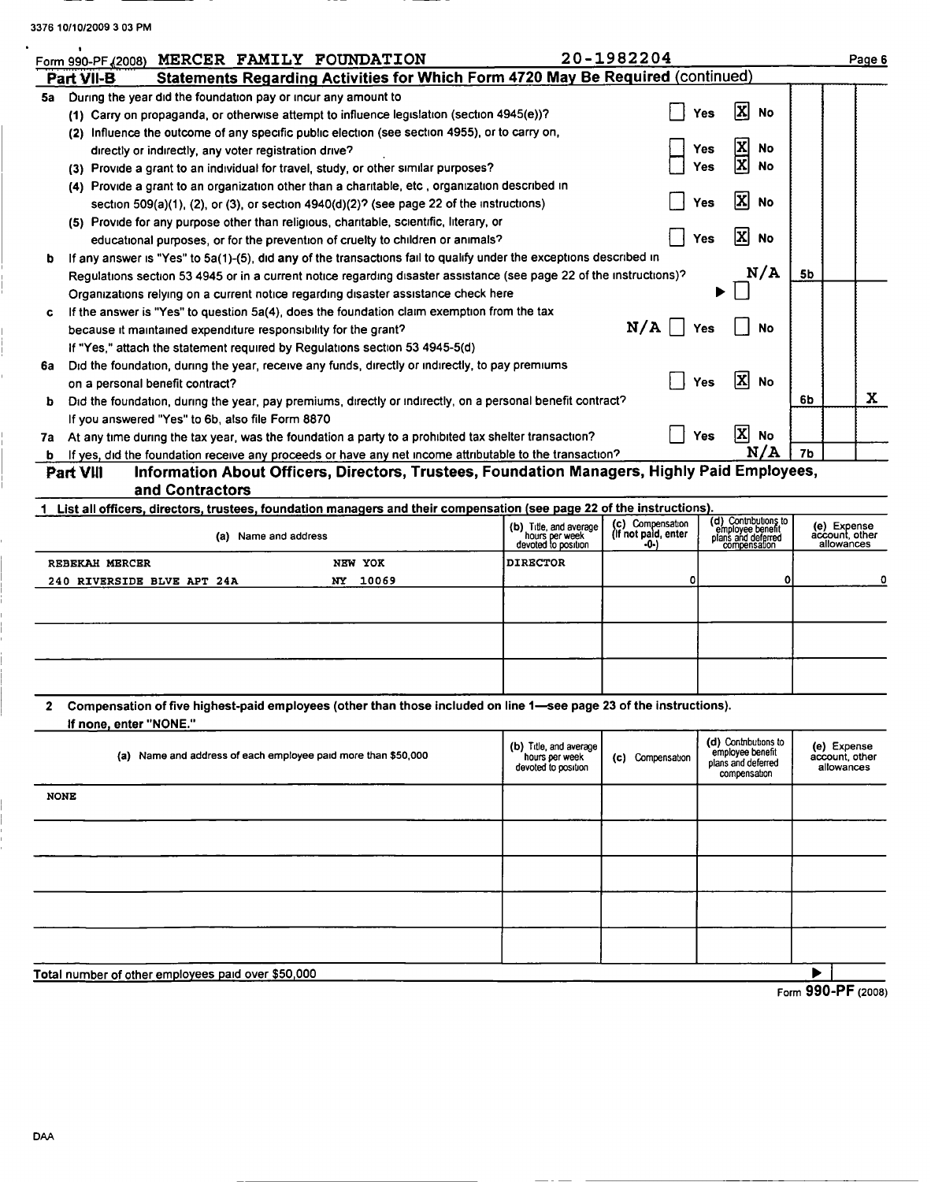3376 10/10/2009 3 03 PM

Form 990-PF (2008) MERCER FAMILY FOUNDATION 20-1982204 Page 6

**Part VII-B Statements Regarding Activities for Which Form 4720 May Be Required** (continued)

**5a** During the year did the foundation pay or incur any amount to

(1) Carry on propaganda, or otherwise attempt to influence legislation (section 4945(e))? ☐ Yes ☒ No

(2) Influence the outcome of any specific public election (see section 4955), or to carry on, directly or indirectly, any voter registration drive? ☐ Yes ☒ No

(3) Provide a grant to an individual for travel, study, or other similar purposes? ☐ Yes ☒ No

(4) Provide a grant to an organization other than a charitable, etc , organization described in section 509(a)(1), (2), or (3), or section 4940(d)(2)? (see page 22 of the instructions) ☐ Yes ☒ No

(5) Provide for any purpose other than religious, charitable, scientific, literary, or educational purposes, or for the prevention of cruelty to children or animals? ☐ Yes ☒ No

**b** If any answer is "Yes" to 5a(1)-(5), did any of the transactions fail to qualify under the exceptions described in Regulations section 53 4945 or in a current notice regarding disaster assistance (see page 22 of the instructions)? N/A | **5b** |

Organizations relying on a current notice regarding disaster assistance check here ▶ ☐

**c** If the answer is "Yes" to question 5a(4), does the foundation claim exemption from the tax because it maintained expenditure responsibility for the grant? N/A ☐ Yes ☐ No

If "Yes," attach the statement required by Regulations section 53 4945-5(d)

**6a** Did the foundation, during the year, receive any funds, directly or indirectly, to pay premiums on a personal benefit contract? ☐ Yes ☒ No

**b** Did the foundation, during the year, pay premiums, directly or indirectly, on a personal benefit contract? | **6b** | | X

If you answered "Yes" to 6b, also file Form 8870

**7a** At any time during the tax year, was the foundation a party to a prohibited tax shelter transaction? ☐ Yes ☒ No

**b** If yes, did the foundation receive any proceeds or have any net income attributable to the transaction? N/A | **7b** |

**Part VIII Information About Officers, Directors, Trustees, Foundation Managers, Highly Paid Employees, and Contractors**

**1 List all officers, directors, trustees, foundation managers and their compensation (see page 22 of the instructions).**

| (a) Name and address | (b) Title, and average hours per week devoted to position | (c) Compensation (If not paid, enter -0-) | (d) Contributions to employee benefit plans and deferred compensation | (e) Expense account, other allowances |
|---|---|---|---|---|
| REBEKAH MERCER NEW YOK<br>240 RIVERSIDE BLVE APT 24A NY 10069 | DIRECTOR | 0 | 0 | 0 |
| | | | | |
| | | | | |
| | | | | |

**2 Compensation of five highest-paid employees (other than those included on line 1—see page 23 of the instructions). If none, enter "NONE."**

| (a) Name and address of each employee paid more than $50,000 | (b) Title, and average hours per week devoted to position | (c) Compensation | (d) Contributions to employee benefit plans and deferred compensation | (e) Expense account, other allowances |
|---|---|---|---|---|
| NONE | | | | |
| | | | | |
| | | | | |
| | | | | |
| | | | | |

Total number of other employees paid over $50,000 ▶

Form **990-PF** (2008)

DAA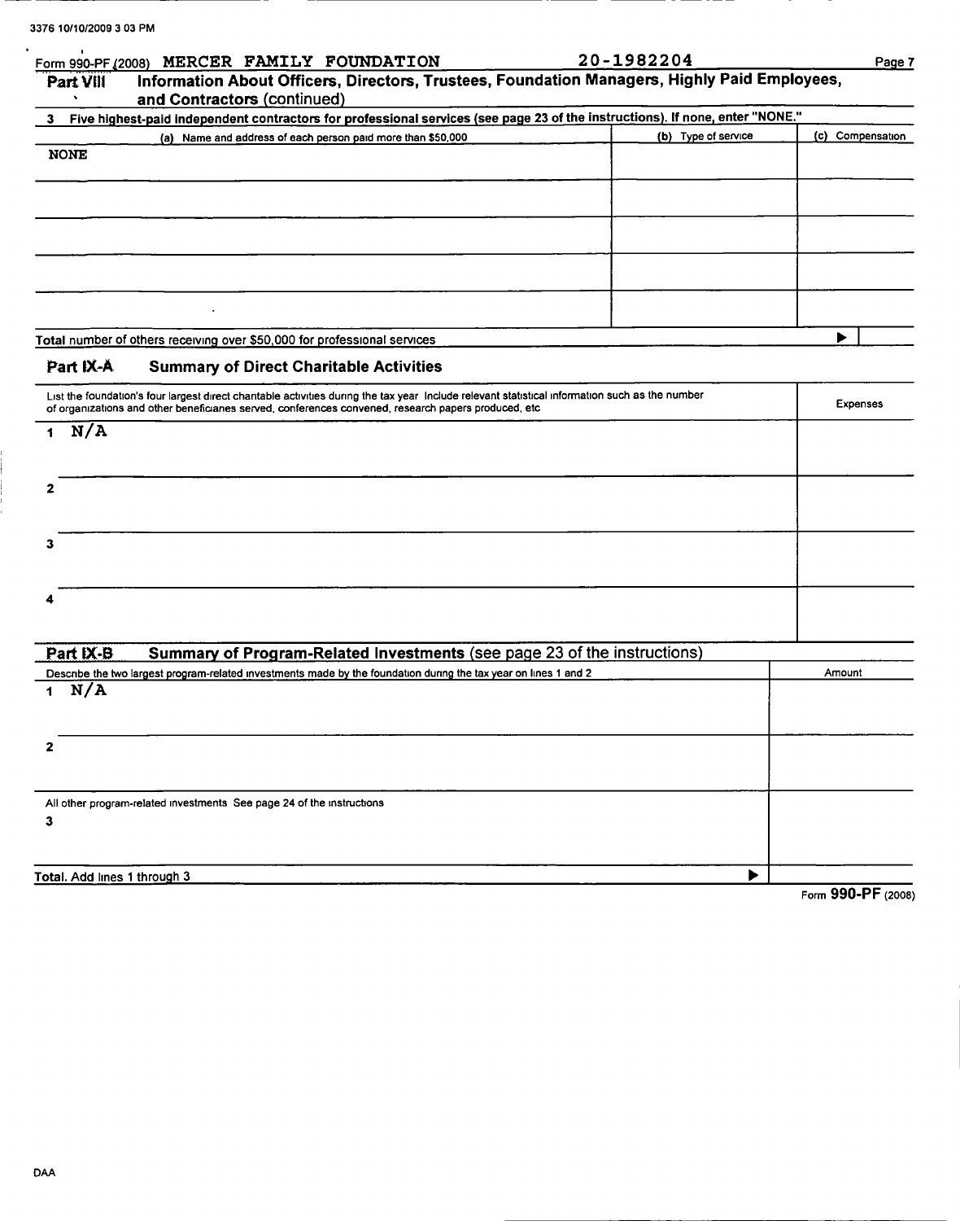Form 990-PF (2008) MERCER FAMILY FOUNDATION 20-1982204

**Part VIII Information About Officers, Directors, Trustees, Foundation Managers, Highly Paid Employees, and Contractors** (continued)

**3 Five highest-paid independent contractors for professional services (see page 23 of the instructions). If none, enter "NONE."**

| (a) Name and address of each person paid more than $50,000 | (b) Type of service | (c) Compensation |
|---|---|---|
| NONE | | |
| | | |
| | | |
| | | |
| | | |

**Total** number of others receiving over $50,000 for professional services ▶

## Part IX-A Summary of Direct Charitable Activities

| List the foundation's four largest direct charitable activities during the tax year Include relevant statistical information such as the number of organizations and other beneficiaries served, conferences convened, research papers produced, etc | Expenses |
|---|---|
| 1 N/A | |
| 2 | |
| 3 | |
| 4 | |

## Part IX-B Summary of Program-Related Investments (see page 23 of the instructions)

| Describe the two largest program-related investments made by the foundation during the tax year on lines 1 and 2 | Amount |
|---|---|
| 1 N/A | |
| 2 | |
| All other program-related investments See page 24 of the instructions<br>3 | |
| **Total.** Add lines 1 through 3 ▶ | |

Form **990-PF** (2008)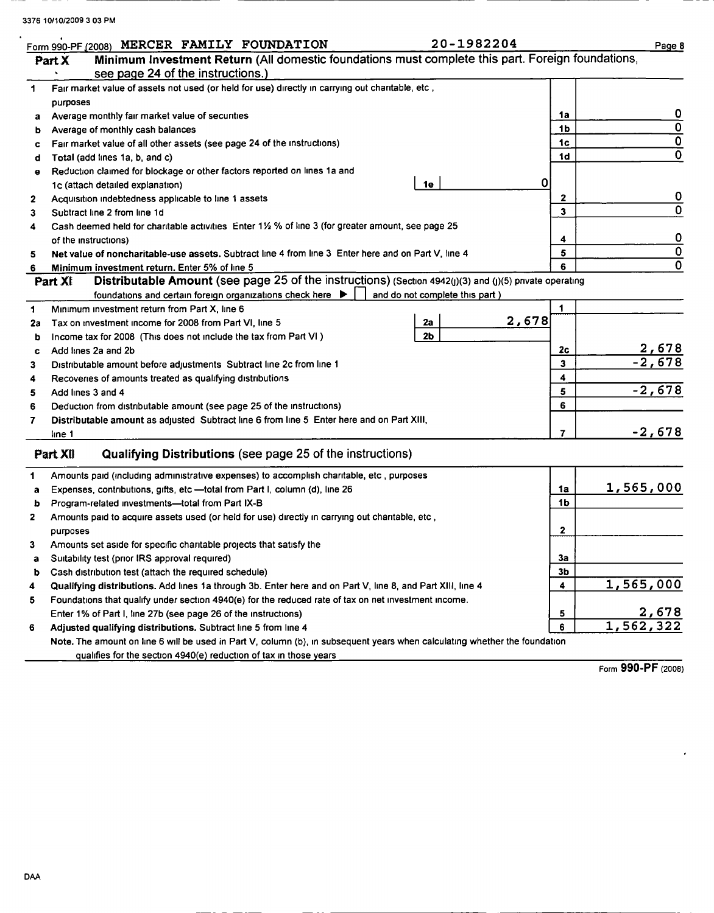Form 990-PF (2008) MERCER FAMILY FOUNDATION 20-1982204

## Part X Minimum Investment Return (All domestic foundations must complete this part. Foreign foundations, see page 24 of the instructions.)

| | | | | | |
|---|---|---|---|---|---|
| 1 | Fair market value of assets not used (or held for use) directly in carrying out charitable, etc , purposes | | | | |
| a | Average monthly fair market value of securities | | | 1a | 0 |
| b | Average of monthly cash balances | | | 1b | 0 |
| c | Fair market value of all other assets (see page 24 of the instructions) | | | 1c | 0 |
| d | **Total** (add lines 1a, b, and c) | | | 1d | 0 |
| e | Reduction claimed for blockage or other factors reported on lines 1a and 1c (attach detailed explanation) | 1e | 0 | | |
| 2 | Acquisition indebtedness applicable to line 1 assets | | | 2 | 0 |
| 3 | Subtract line 2 from line 1d | | | 3 | 0 |
| 4 | Cash deemed held for charitable activities Enter 1½ % of line 3 (for greater amount, see page 25 of the instructions) | | | 4 | 0 |
| 5 | **Net value of noncharitable-use assets.** Subtract line 4 from line 3 Enter here and on Part V, line 4 | | | 5 | 0 |
| 6 | **Minimum investment return.** Enter 5% of line 5 | | | 6 | 0 |

## Part XI Distributable Amount (see page 25 of the instructions) (Section 4942(j)(3) and (j)(5) private operating foundations and certain foreign organizations check here ▶ ☐ and do not complete this part )

| | | | | | |
|---|---|---|---|---|---|
| 1 | Minimum investment return from Part X, line 6 | | | 1 | |
| 2a | Tax on investment income for 2008 from Part VI, line 5 | 2a | 2,678 | | |
| b | Income tax for 2008 (This does not include the tax from Part VI ) | 2b | | | |
| c | Add lines 2a and 2b | | | 2c | 2,678 |
| 3 | Distributable amount before adjustments Subtract line 2c from line 1 | | | 3 | -2,678 |
| 4 | Recoveries of amounts treated as qualifying distributions | | | 4 | |
| 5 | Add lines 3 and 4 | | | 5 | -2,678 |
| 6 | Deduction from distributable amount (see page 25 of the instructions) | | | 6 | |
| 7 | **Distributable amount** as adjusted Subtract line 6 from line 5 Enter here and on Part XIII, line 1 | | | 7 | -2,678 |

## Part XII Qualifying Distributions (see page 25 of the instructions)

| | | | |
|---|---|---|---|
| 1 | Amounts paid (including administrative expenses) to accomplish charitable, etc , purposes | | |
| a | Expenses, contributions, gifts, etc —total from Part I, column (d), line 26 | 1a | 1,565,000 |
| b | Program-related investments—total from Part IX-B | 1b | |
| 2 | Amounts paid to acquire assets used (or held for use) directly in carrying out charitable, etc , purposes | 2 | |
| 3 | Amounts set aside for specific charitable projects that satisfy the | | |
| a | Suitability test (prior IRS approval required) | 3a | |
| b | Cash distribution test (attach the required schedule) | 3b | |
| 4 | **Qualifying distributions.** Add lines 1a through 3b. Enter here and on Part V, line 8, and Part XIII, line 4 | 4 | 1,565,000 |
| 5 | Foundations that qualify under section 4940(e) for the reduced rate of tax on net investment income. Enter 1% of Part I, line 27b (see page 26 of the instructions) | 5 | 2,678 |
| 6 | **Adjusted qualifying distributions.** Subtract line 5 from line 4 | 6 | 1,562,322 |

**Note.** The amount on line 6 will be used in Part V, column (b), in subsequent years when calculating whether the foundation qualifies for the section 4940(e) reduction of tax in those years

Form **990-PF** (2008)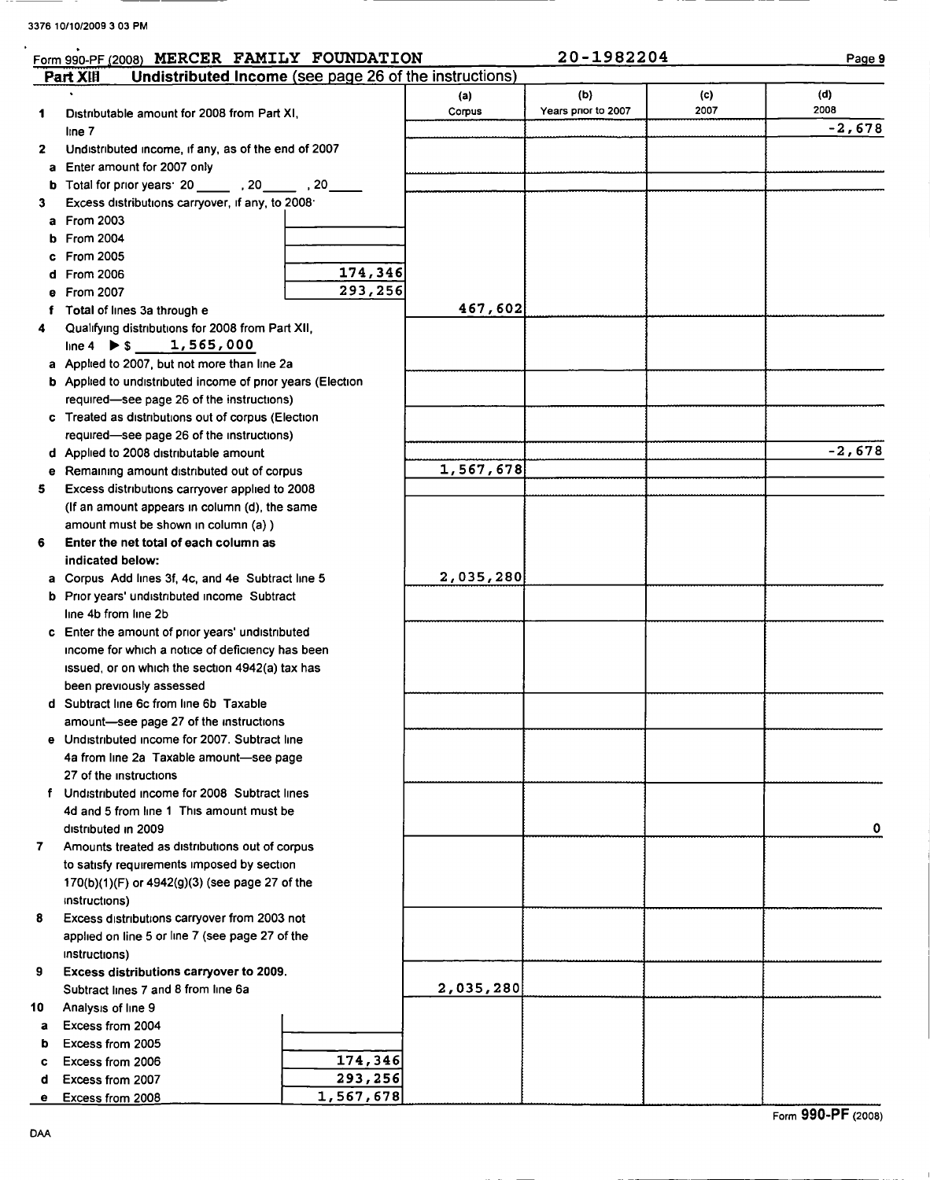3376 10/10/2009 3 03 PM

Form 990-PF (2008) MERCER FAMILY FOUNDATION 20-1982204

**Part XIII Undistributed Income** (see page 26 of the instructions)

| | | (a) Corpus | (b) Years prior to 2007 | (c) 2007 | (d) 2008 |
|---|---|---|---|---|---|
| **1** | Distributable amount for 2008 from Part XI, line 7 | | | | -2,678 |
| **2** | Undistributed income, if any, as of the end of 2007 | | | | |
| a | Enter amount for 2007 only | | | | |
| b | Total for prior years: 20\_\_\_\_ , 20\_\_\_\_ , 20\_\_\_\_ | | | | |
| **3** | Excess distributions carryover, if any, to 2008: | | | | |
| a | From 2003 | | | | |
| b | From 2004 | | | | |
| c | From 2005 | | | | |
| d | From 2006 174,346 | | | | |
| e | From 2007 293,256 | | | | |
| f | Total of lines 3a through e | 467,602 | | | |
| **4** | Qualifying distributions for 2008 from Part XII, line 4 ▶ $ 1,565,000 | | | | |
| a | Applied to 2007, but not more than line 2a | | | | |
| b | Applied to undistributed income of prior years (Election required—see page 26 of the instructions) | | | | |
| c | Treated as distributions out of corpus (Election required—see page 26 of the instructions) | | | | |
| d | Applied to 2008 distributable amount | | | | -2,678 |
| e | Remaining amount distributed out of corpus | 1,567,678 | | | |
| **5** | Excess distributions carryover applied to 2008 (If an amount appears in column (d), the same amount must be shown in column (a) ) | | | | |
| **6** | **Enter the net total of each column as indicated below:** | | | | |
| a | Corpus Add lines 3f, 4c, and 4e Subtract line 5 | 2,035,280 | | | |
| b | Prior years' undistributed income Subtract line 4b from line 2b | | | | |
| c | Enter the amount of prior years' undistributed income for which a notice of deficiency has been issued, or on which the section 4942(a) tax has been previously assessed | | | | |
| d | Subtract line 6c from line 6b Taxable amount—see page 27 of the instructions | | | | |
| e | Undistributed income for 2007. Subtract line 4a from line 2a Taxable amount—see page 27 of the instructions | | | | |
| f | Undistributed income for 2008 Subtract lines 4d and 5 from line 1 This amount must be distributed in 2009 | | | | 0 |
| **7** | Amounts treated as distributions out of corpus to satisfy requirements imposed by section 170(b)(1)(F) or 4942(g)(3) (see page 27 of the instructions) | | | | |
| **8** | Excess distributions carryover from 2003 not applied on line 5 or line 7 (see page 27 of the instructions) | | | | |
| **9** | **Excess distributions carryover to 2009.** Subtract lines 7 and 8 from line 6a | 2,035,280 | | | |
| **10** | Analysis of line 9 | | | | |
| a | Excess from 2004 | | | | |
| b | Excess from 2005 | | | | |
| c | Excess from 2006 174,346 | | | | |
| d | Excess from 2007 293,256 | | | | |
| e | Excess from 2008 1,567,678 | | | | |

DAA

Form **990-PF** (2008)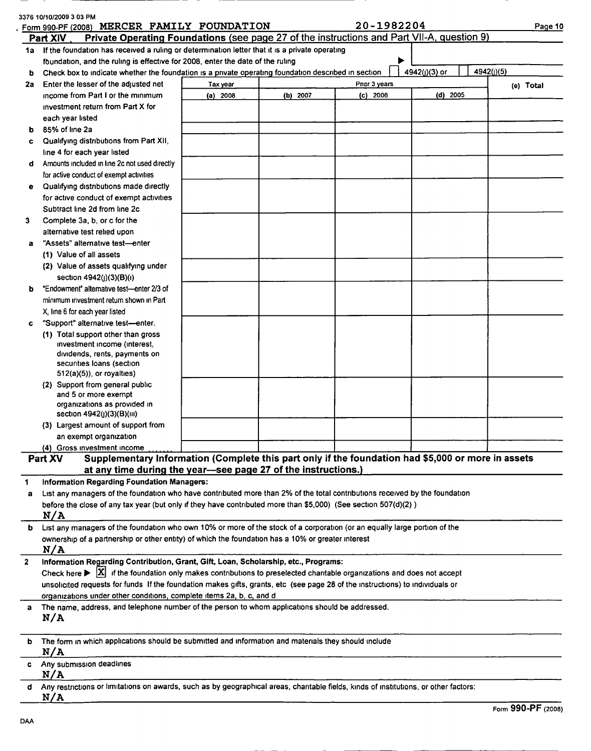3376 10/10/2009 3 03 PM

Form 990-PF (2008) MERCER FAMILY FOUNDATION 20-1982204 Page 10

## Part XIV Private Operating Foundations (see page 27 of the instructions and Part VII-A, question 9)

**1a** If the foundation has received a ruling or determination letter that it is a private operating foundation, and the ruling is effective for 2008, enter the date of the ruling ▶

**b** Check box to indicate whether the foundation is a private operating foundation described in section ☐ 4942(j)(3) or ☐ 4942(j)(5)

| | Tax year | Prior 3 years | | | (e) Total |
|---|---|---|---|---|---|
| | (a) 2008 | (b) 2007 | (c) 2006 | (d) 2005 | |
| **2a** Enter the lesser of the adjusted net income from Part I or the minimum investment return from Part X for each year listed | | | | | |
| **b** 85% of line 2a | | | | | |
| **c** Qualifying distributions from Part XII, line 4 for each year listed | | | | | |
| **d** Amounts included in line 2c not used directly for active conduct of exempt activities | | | | | |
| **e** Qualifying distributions made directly for active conduct of exempt activities Subtract line 2d from line 2c | | | | | |
| **3** Complete 3a, b, or c for the alternative test relied upon | | | | | |
| **a** "Assets" alternative test—enter (1) Value of all assets | | | | | |
| (2) Value of assets qualifying under section 4942(j)(3)(B)(i) | | | | | |
| **b** "Endowment" alternative test—enter 2/3 of minimum investment return shown in Part X, line 6 for each year listed | | | | | |
| **c** "Support" alternative test—enter. (1) Total support other than gross investment income (interest, dividends, rents, payments on securities loans (section 512(a)(5)), or royalties) | | | | | |
| (2) Support from general public and 5 or more exempt organizations as provided in section 4942(j)(3)(B)(iii) | | | | | |
| (3) Largest amount of support from an exempt organization | | | | | |
| (4) Gross investment income | | | | | |

## Part XV Supplementary Information (Complete this part only if the foundation had $5,000 or more in assets at any time during the year—see page 27 of the instructions.)

**1 Information Regarding Foundation Managers:**

**a** List any managers of the foundation who have contributed more than 2% of the total contributions received by the foundation before the close of any tax year (but only if they have contributed more than $5,000) (See section 507(d)(2) )

N/A

**b** List any managers of the foundation who own 10% or more of the stock of a corporation (or an equally large portion of the ownership of a partnership or other entity) of which the foundation has a 10% or greater interest

N/A

**2 Information Regarding Contribution, Grant, Gift, Loan, Scholarship, etc., Programs:**

Check here ▶ ☒ if the foundation only makes contributions to preselected charitable organizations and does not accept unsolicited requests for funds If the foundation makes gifts, grants, etc (see page 28 of the instructions) to individuals or organizations under other conditions, complete items 2a, b, c, and d

**a** The name, address, and telephone number of the person to whom applications should be addressed.

N/A

**b** The form in which applications should be submitted and information and materials they should include

N/A

**c** Any submission deadlines

N/A

**d** Any restrictions or limitations on awards, such as by geographical areas, charitable fields, kinds of institutions, or other factors:

N/A

DAA Form 990-PF (2008)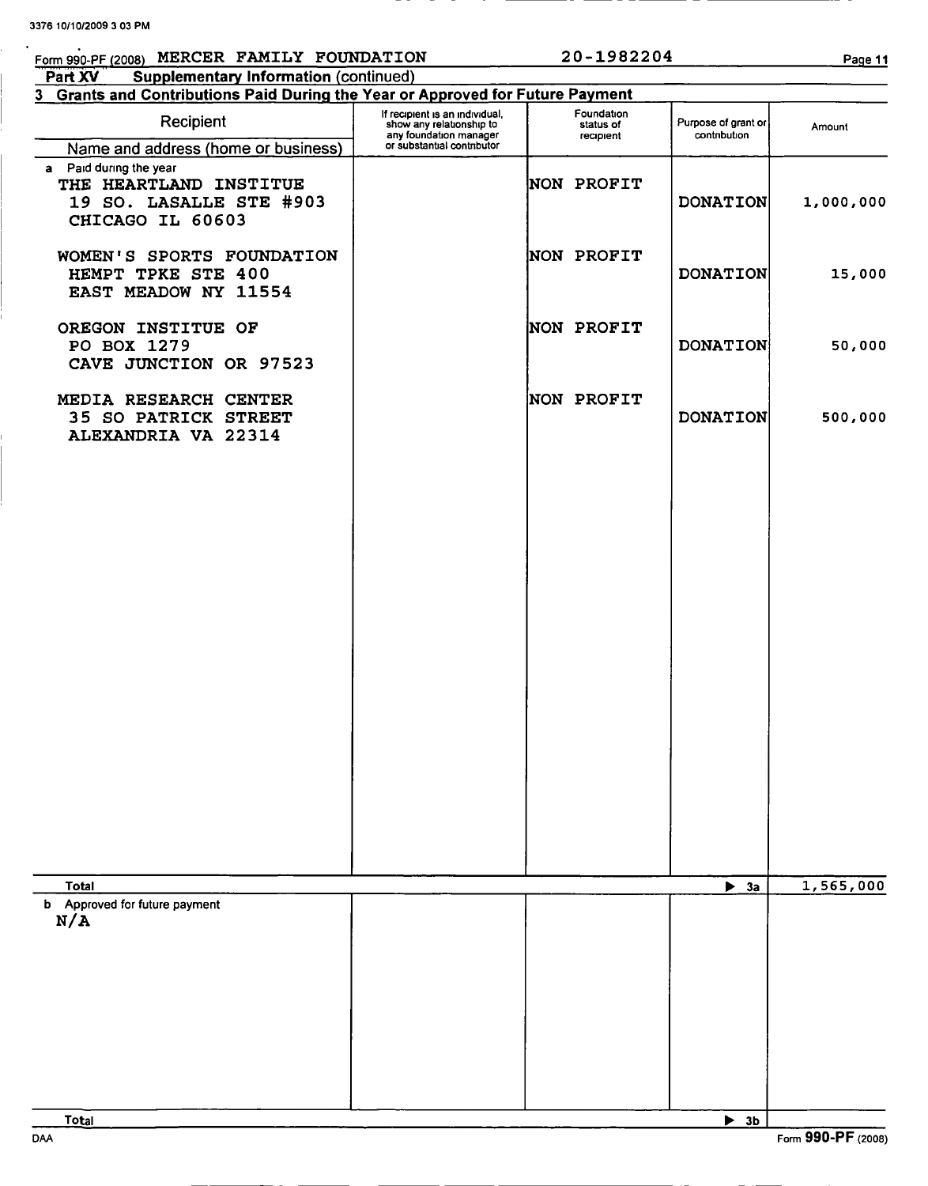3376 10/10/2009 3 03 PM

Form 990-PF (2008) MERCER FAMILY FOUNDATION 20-1982204

**Part XV Supplementary Information** (continued)

## 3 Grants and Contributions Paid During the Year or Approved for Future Payment

| Recipient<br>Name and address (home or business) | If recipient is an individual, show any relationship to any foundation manager or substantial contributor | Foundation status of recipient | Purpose of grant or contribution | Amount |
|---|---|---|---|---|
| **a** Paid during the year | | | | |
| THE HEARTLAND INSTITUTE<br>19 SO. LASALLE STE #903<br>CHICAGO IL 60603 | | NON PROFIT | DONATION | 1,000,000 |
| WOMEN'S SPORTS FOUNDATION<br>HEMPT TPKE STE 400<br>EAST MEADOW NY 11554 | | NON PROFIT | DONATION | 15,000 |
| OREGON INSTITUE OF<br>PO BOX 1279<br>CAVE JUNCTION OR 97523 | | NON PROFIT | DONATION | 50,000 |
| MEDIA RESEARCH CENTER<br>35 SO PATRICK STREET<br>ALEXANDRIA VA 22314 | | NON PROFIT | DONATION | 500,000 |
| **Total** | | | ▶ 3a | 1,565,000 |
| **b** Approved for future payment<br>N/A | | | | |
| **Total** | | | ▶ 3b | |

DAA Form **990-PF** (2008)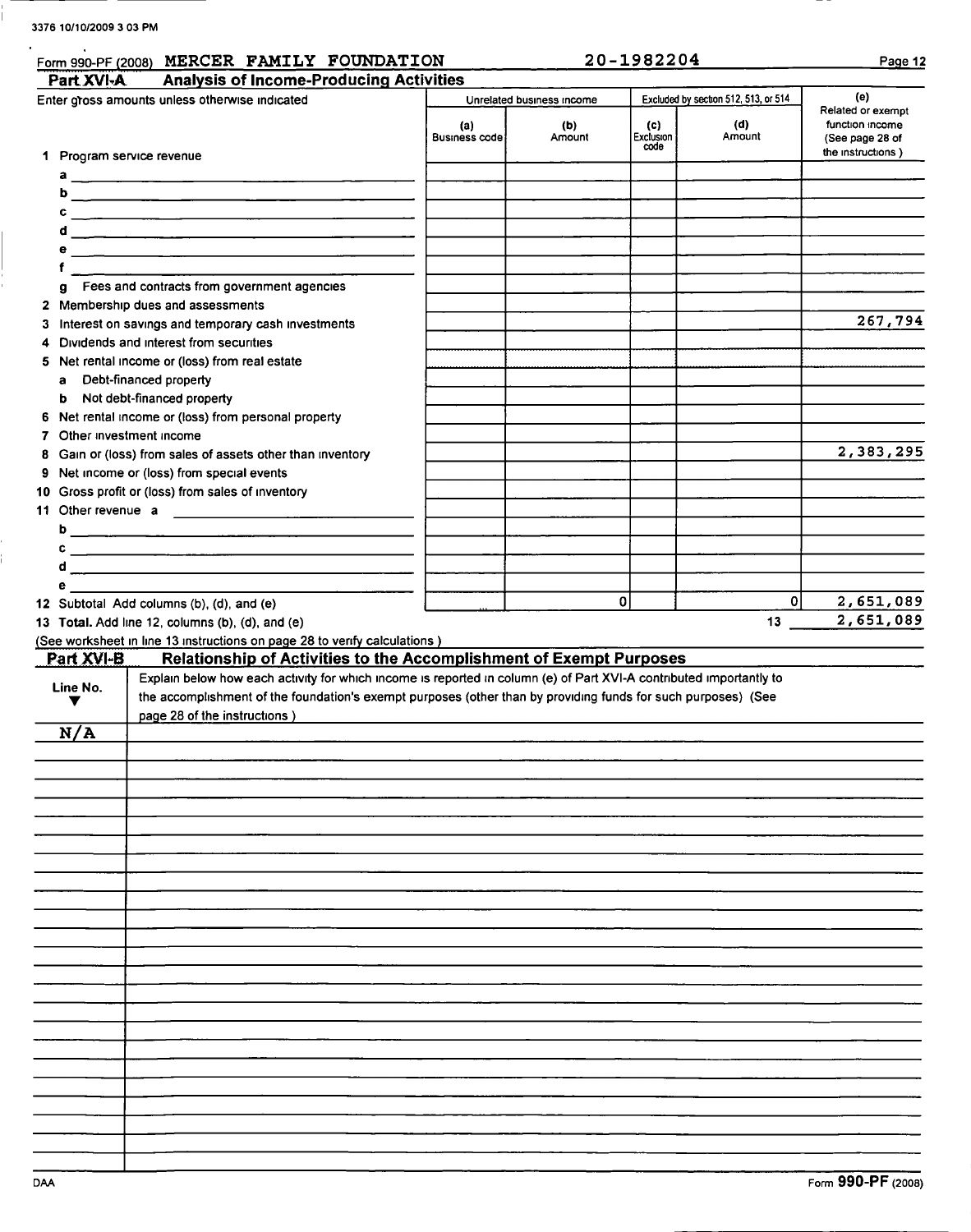3376 10/10/2009 3 03 PM

Form 990-PF (2008) MERCER FAMILY FOUNDATION 20-1982204 Page 12

## Part XVI-A Analysis of Income-Producing Activities

| Enter gross amounts unless otherwise indicated | Unrelated business income | | Excluded by section 512, 513, or 514 | | (e) Related or exempt function income (See page 28 of the instructions.) |
|---|---|---|---|---|---|
| | (a) Business code | (b) Amount | (c) Exclusion code | (d) Amount | |
| 1 Program service revenue | | | | | |
| a | | | | | |
| b | | | | | |
| c | | | | | |
| d | | | | | |
| e | | | | | |
| f | | | | | |
| g Fees and contracts from government agencies | | | | | |
| 2 Membership dues and assessments | | | | | |
| 3 Interest on savings and temporary cash investments | | | | | 267,794 |
| 4 Dividends and interest from securities | | | | | |
| 5 Net rental income or (loss) from real estate | | | | | |
| a Debt-financed property | | | | | |
| b Not debt-financed property | | | | | |
| 6 Net rental income or (loss) from personal property | | | | | |
| 7 Other investment income | | | | | |
| 8 Gain or (loss) from sales of assets other than inventory | | | | | 2,383,295 |
| 9 Net income or (loss) from special events | | | | | |
| 10 Gross profit or (loss) from sales of inventory | | | | | |
| 11 Other revenue a | | | | | |
| b | | | | | |
| c | | | | | |
| d | | | | | |
| e | | | | | |
| 12 Subtotal Add columns (b), (d), and (e) | | 0 | | 0 | 2,651,089 |
| 13 **Total.** Add line 12, columns (b), (d), and (e) | | | | 13 | 2,651,089 |

(See worksheet in line 13 instructions on page 28 to verify calculations.)

## Part XVI-B Relationship of Activities to the Accomplishment of Exempt Purposes

| Line No. ▼ | Explain below how each activity for which income is reported in column (e) of Part XVI-A contributed importantly to the accomplishment of the foundation's exempt purposes (other than by providing funds for such purposes) (See page 28 of the instructions.) |
|---|---|
| N/A | |

DAA Form 990-PF (2008)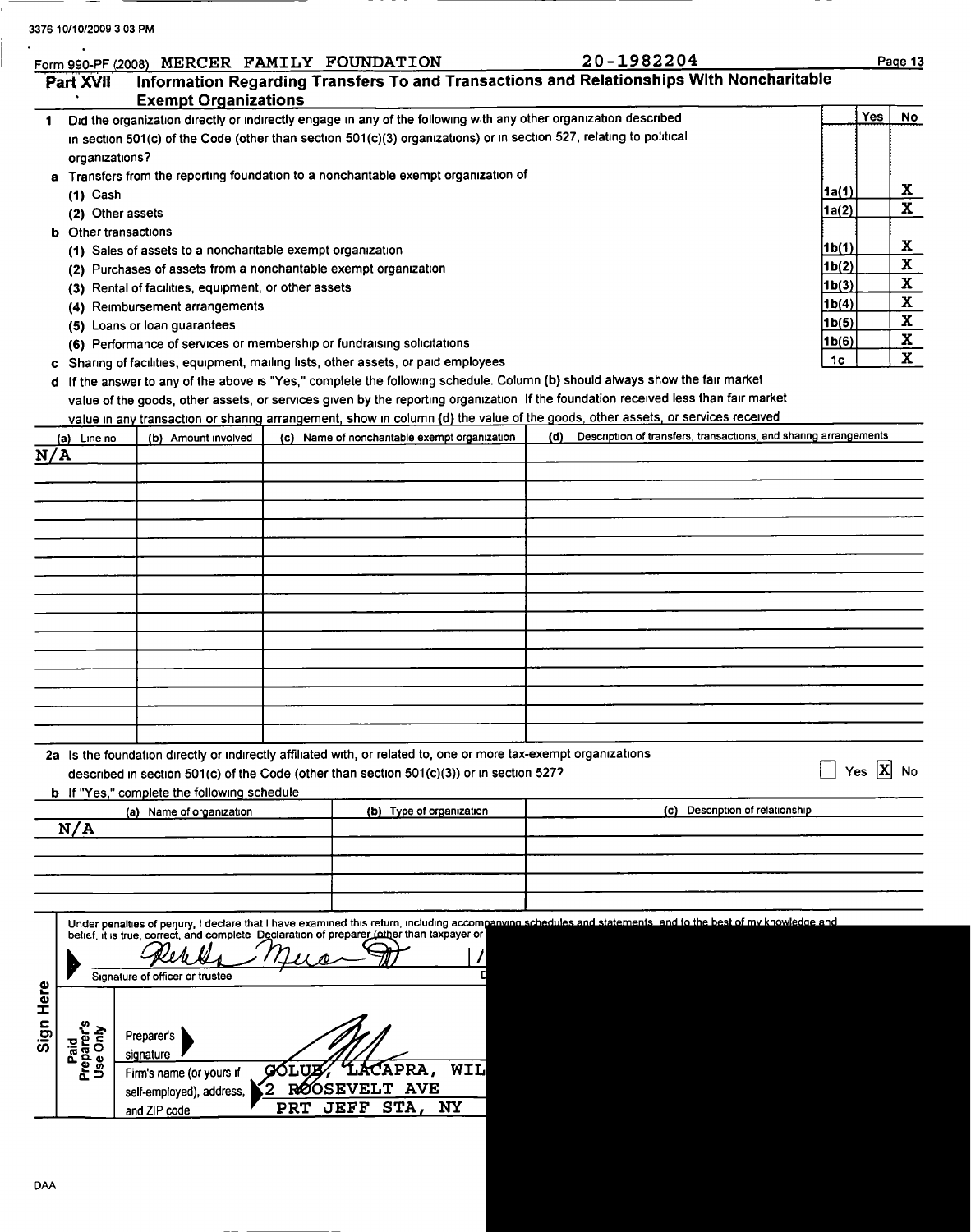3376 10/10/2009 3 03 PM

Form 990-PF (2008) MERCER FAMILY FOUNDATION 20-1982204

## Part XVII Information Regarding Transfers To and Transactions and Relationships With Noncharitable Exempt Organizations

| | | | Yes | No |
|---|---|---|---|---|
| 1 | Did the organization directly or indirectly engage in any of the following with any other organization described in section 501(c) of the Code (other than section 501(c)(3) organizations) or in section 527, relating to political organizations? | | | |
| a | Transfers from the reporting foundation to a noncharitable exempt organization of | | | |
| | (1) Cash | 1a(1) | | X |
| | (2) Other assets | 1a(2) | | X |
| b | Other transactions | | | |
| | (1) Sales of assets to a noncharitable exempt organization | 1b(1) | | X |
| | (2) Purchases of assets from a noncharitable exempt organization | 1b(2) | | X |
| | (3) Rental of facilities, equipment, or other assets | 1b(3) | | X |
| | (4) Reimbursement arrangements | 1b(4) | | X |
| | (5) Loans or loan guarantees | 1b(5) | | X |
| | (6) Performance of services or membership or fundraising solicitations | 1b(6) | | X |
| c | Sharing of facilities, equipment, mailing lists, other assets, or paid employees | 1c | | X |

d If the answer to any of the above is "Yes," complete the following schedule. Column (b) should always show the fair market value of the goods, other assets, or services given by the reporting organization If the foundation received less than fair market value in any transaction or sharing arrangement, show in column (d) the value of the goods, other assets, or services received

| (a) Line no | (b) Amount involved | (c) Name of noncharitable exempt organization | (d) Description of transfers, transactions, and sharing arrangements |
|---|---|---|---|
| N/A | | | |

2a Is the foundation directly or indirectly affiliated with, or related to, one or more tax-exempt organizations described in section 501(c) of the Code (other than section 501(c)(3)) or in section 527? ☐ Yes ☒ No

b If "Yes," complete the following schedule

| (a) Name of organization | (b) Type of organization | (c) Description of relationship |
|---|---|---|
| N/A | | |

**Sign Here**

Under penalties of perjury, I declare that I have examined this return, including accompanying schedules and statements, and to the best of my knowledge and belief, it is true, correct, and complete Declaration of preparer (other than taxpayer or

Signature of officer or trustee

**Paid Preparer's Use Only**

Preparer's signature

Firm's name (or yours if self-employed), address, and ZIP code: GOLUB, LACAPRA, WIL
2 ROOSEVELT AVE
PRT JEFF STA, NY

DAA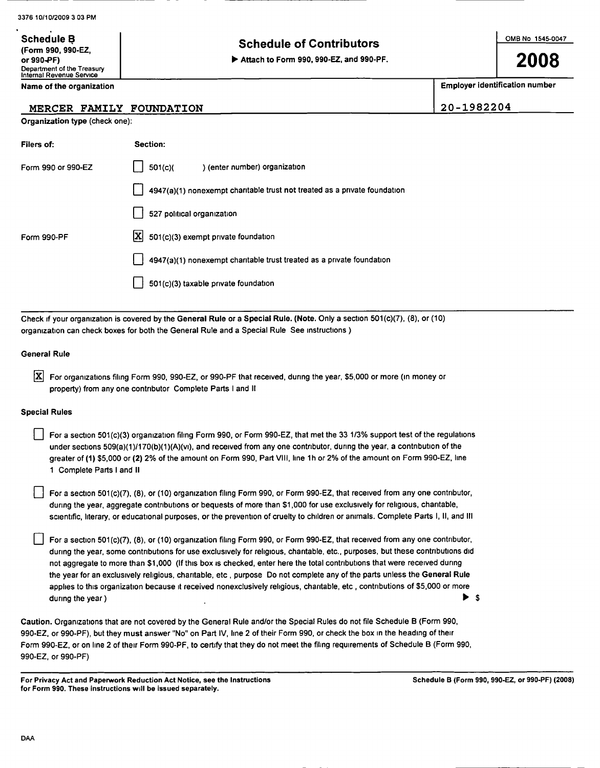3376 10/10/2009 3 03 PM

**Schedule B**
**(Form 990, 990-EZ, or 990-PF)**
Department of the Treasury
Internal Revenue Service

# Schedule of Contributors

▶ Attach to Form 990, 990-EZ, and 990-PF.

OMB No 1545-0047

**2008**

| Name of the organization | Employer identification number |
|---|---|
| MERCER FAMILY FOUNDATION | 20-1982204 |

**Organization type** (check one):

| Filers of: | Section: |
|---|---|
| Form 990 or 990-EZ | ☐ 501(c)( ) (enter number) organization |
| | ☐ 4947(a)(1) nonexempt charitable trust **not** treated as a private foundation |
| | ☐ 527 political organization |
| Form 990-PF | ☒ 501(c)(3) exempt private foundation |
| | ☐ 4947(a)(1) nonexempt charitable trust treated as a private foundation |
| | ☐ 501(c)(3) taxable private foundation |

Check if your organization is covered by the **General Rule** or a **Special Rule. (Note.** Only a section 501(c)(7), (8), or (10) organization can check boxes for both the General Rule and a Special Rule See instructions )

**General Rule**

☒ For organizations filing Form 990, 990-EZ, or 990-PF that received, during the year, $5,000 or more (in money or property) from any one contributor Complete Parts I and II

**Special Rules**

☐ For a section 501(c)(3) organization filing Form 990, or Form 990-EZ, that met the 33 1/3% support test of the regulations under sections 509(a)(1)/170(b)(1)(A)(vi), and received from any one contributor, during the year, a contribution of the greater of **(1)** $5,000 or **(2)** 2% of the amount on Form 990, Part VIII, line 1h or 2% of the amount on Form 990-EZ, line 1 Complete Parts I and II

☐ For a section 501(c)(7), (8), or (10) organization filing Form 990, or Form 990-EZ, that received from any one contributor, during the year, aggregate contributions or bequests of more than $1,000 for use exclusively for religious, charitable, scientific, literary, or educational purposes, or the prevention of cruelty to children or animals. Complete Parts I, II, and III

☐ For a section 501(c)(7), (8), or (10) organization filing Form 990, or Form 990-EZ, that received from any one contributor, during the year, some contributions for use exclusively for religious, charitable, etc., purposes, but these contributions did not aggregate to more than $1,000 (If this box is checked, enter here the total contributions that were received during the year for an exclusively religious, charitable, etc , purpose Do not complete any of the parts unless the **General Rule** applies to this organization because it received nonexclusively religious, charitable, etc , contributions of $5,000 or more during the year ) ▶ $

**Caution.** Organizations that are not covered by the General Rule and/or the Special Rules do not file Schedule B (Form 990, 990-EZ, or 990-PF), but they **must** answer "No" on Part IV, line 2 of their Form 990, or check the box in the heading of their Form 990-EZ, or on line 2 of their Form 990-PF, to certify that they do not meet the filing requirements of Schedule B (Form 990, 990-EZ, or 990-PF)

**For Privacy Act and Paperwork Reduction Act Notice, see the Instructions for Form 990. These instructions will be issued separately.**

**Schedule B (Form 990, 990-EZ, or 990-PF) (2008)**

DAA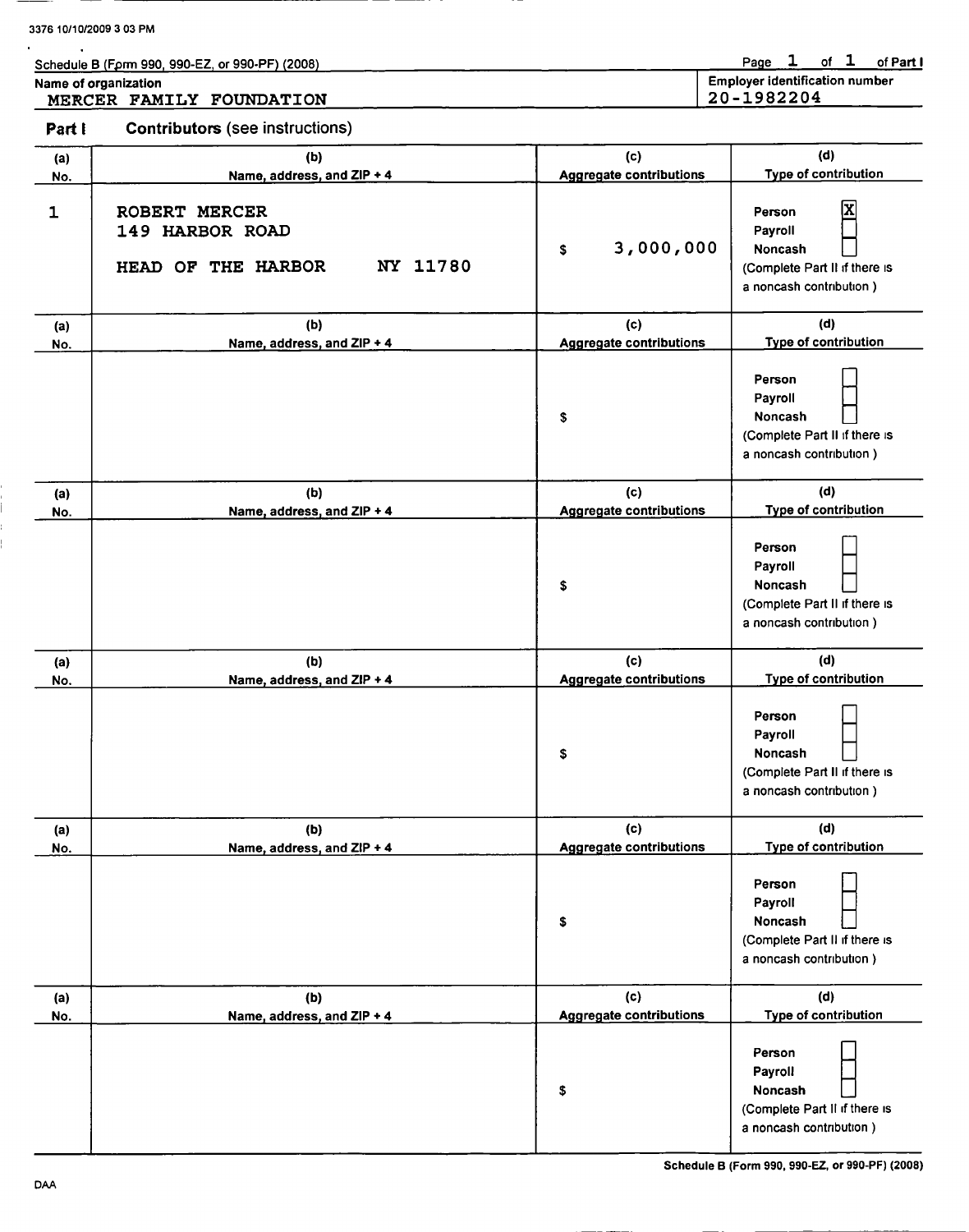3376 10/10/2009 3 03 PM

Schedule B (Form 990, 990-EZ, or 990-PF) (2008)

Page 1 of 1 of Part I

**Name of organization**
MERCER FAMILY FOUNDATION

**Employer identification number**
20-1982204

## Part I Contributors (see instructions)

| (a) No. | (b) Name, address, and ZIP + 4 | (c) Aggregate contributions | (d) Type of contribution |
|---|---|---|---|
| 1 | ROBERT MERCER<br>149 HARBOR ROAD<br>HEAD OF THE HARBOR NY 11780 | $ 3,000,000 | Person [X]<br>Payroll [ ]<br>Noncash [ ]<br>(Complete Part II if there is a noncash contribution.) |
| | | $ | Person [ ]<br>Payroll [ ]<br>Noncash [ ]<br>(Complete Part II if there is a noncash contribution.) |
| | | $ | Person [ ]<br>Payroll [ ]<br>Noncash [ ]<br>(Complete Part II if there is a noncash contribution.) |
| | | $ | Person [ ]<br>Payroll [ ]<br>Noncash [ ]<br>(Complete Part II if there is a noncash contribution.) |
| | | $ | Person [ ]<br>Payroll [ ]<br>Noncash [ ]<br>(Complete Part II if there is a noncash contribution.) |
| | | $ | Person [ ]<br>Payroll [ ]<br>Noncash [ ]<br>(Complete Part II if there is a noncash contribution.) |

Schedule B (Form 990, 990-EZ, or 990-PF) (2008)

DAA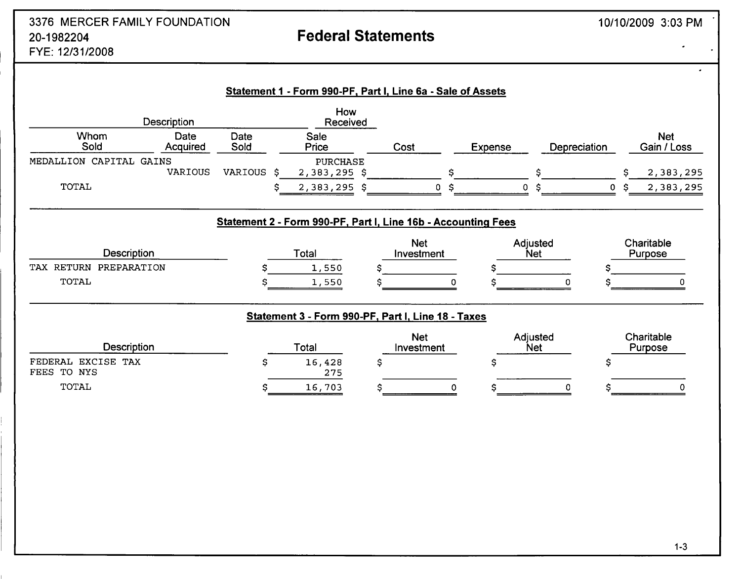3376 MERCER FAMILY FOUNDATION
20-1982204
FYE: 12/31/2008

# Federal Statements

10/10/2009 3:03 PM

## Statement 1 - Form 990-PF, Part I, Line 6a - Sale of Assets

| Description | | | How Received | | | | |
|---|---|---|---|---|---|---|---|
| Whom Sold | Date Acquired | Date Sold | Sale Price | Cost | Expense | Depreciation | Net Gain / Loss |
| MEDALLION CAPITAL GAINS | | | PURCHASE | | | | |
| | VARIOUS | VARIOUS | $ 2,383,295 | $ | $ | $ | $ 2,383,295 |
| TOTAL | | | $ 2,383,295 | $ 0 | $ 0 | $ 0 | $ 2,383,295 |

## Statement 2 - Form 990-PF, Part I, Line 16b - Accounting Fees

| Description | Total | Net Investment | Adjusted Net | Charitable Purpose |
|---|---|---|---|---|
| TAX RETURN PREPARATION | $ 1,550 | $ | $ | $ |
| TOTAL | $ 1,550 | $ 0 | $ 0 | $ 0 |

## Statement 3 - Form 990-PF, Part I, Line 18 - Taxes

| Description | Total | Net Investment | Adjusted Net | Charitable Purpose |
|---|---|---|---|---|
| FEDERAL EXCISE TAX | $ 16,428 | $ | $ | $ |
| FEES TO NYS | 275 | | | |
| TOTAL | $ 16,703 | $ 0 | $ 0 | $ 0 |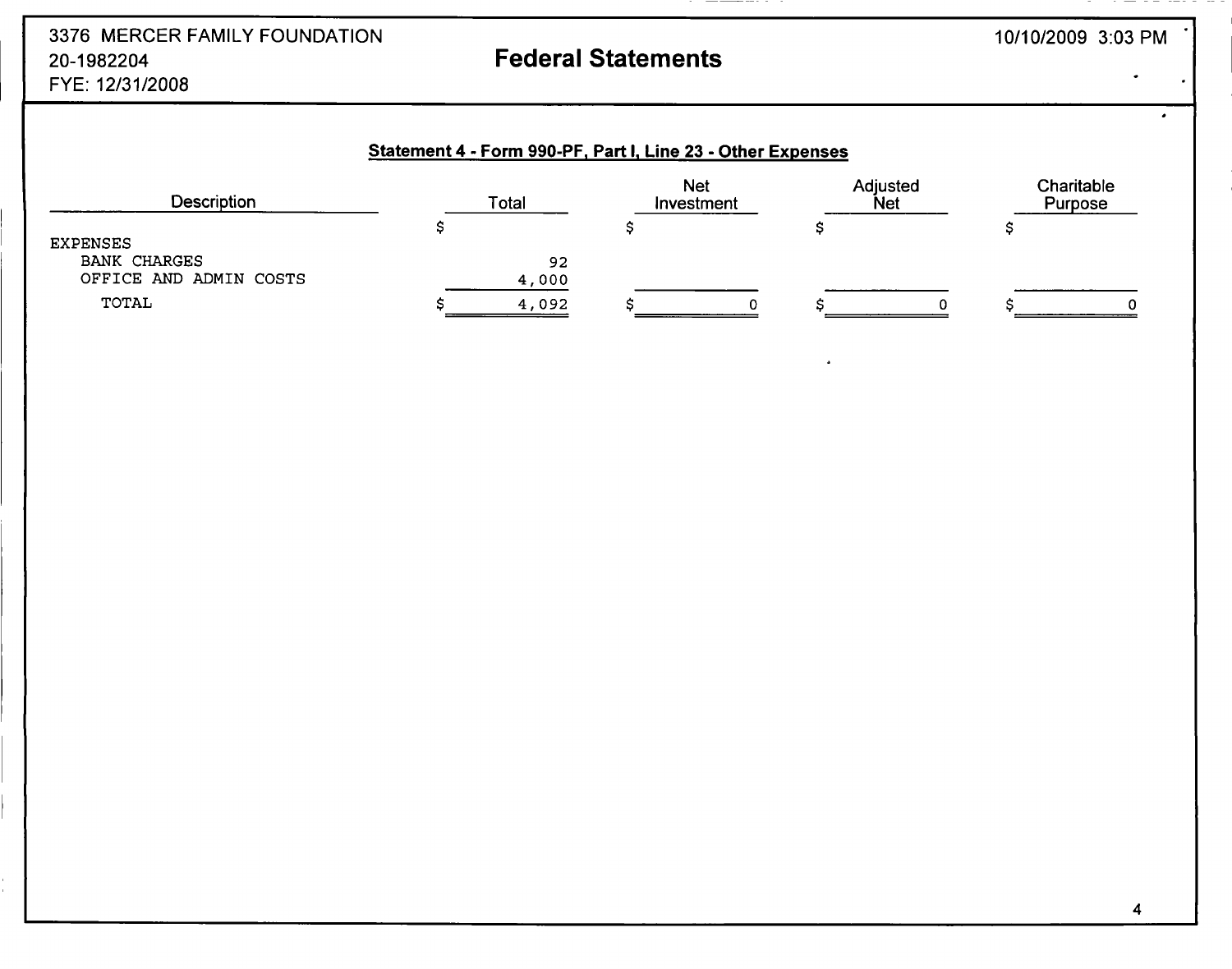3376 MERCER FAMILY FOUNDATION
20-1982204
FYE: 12/31/2008

# Federal Statements

10/10/2009 3:03 PM

## Statement 4 - Form 990-PF, Part I, Line 23 - Other Expenses

| Description | Total | Net Investment | Adjusted Net | Charitable Purpose |
|---|---|---|---|---|
| | $ | $ | $ | $ |
| EXPENSES | | | | |
| BANK CHARGES | 92 | | | |
| OFFICE AND ADMIN COSTS | 4,000 | | | |
| TOTAL | $ 4,092 | $ 0 | $ 0 | $ 0 |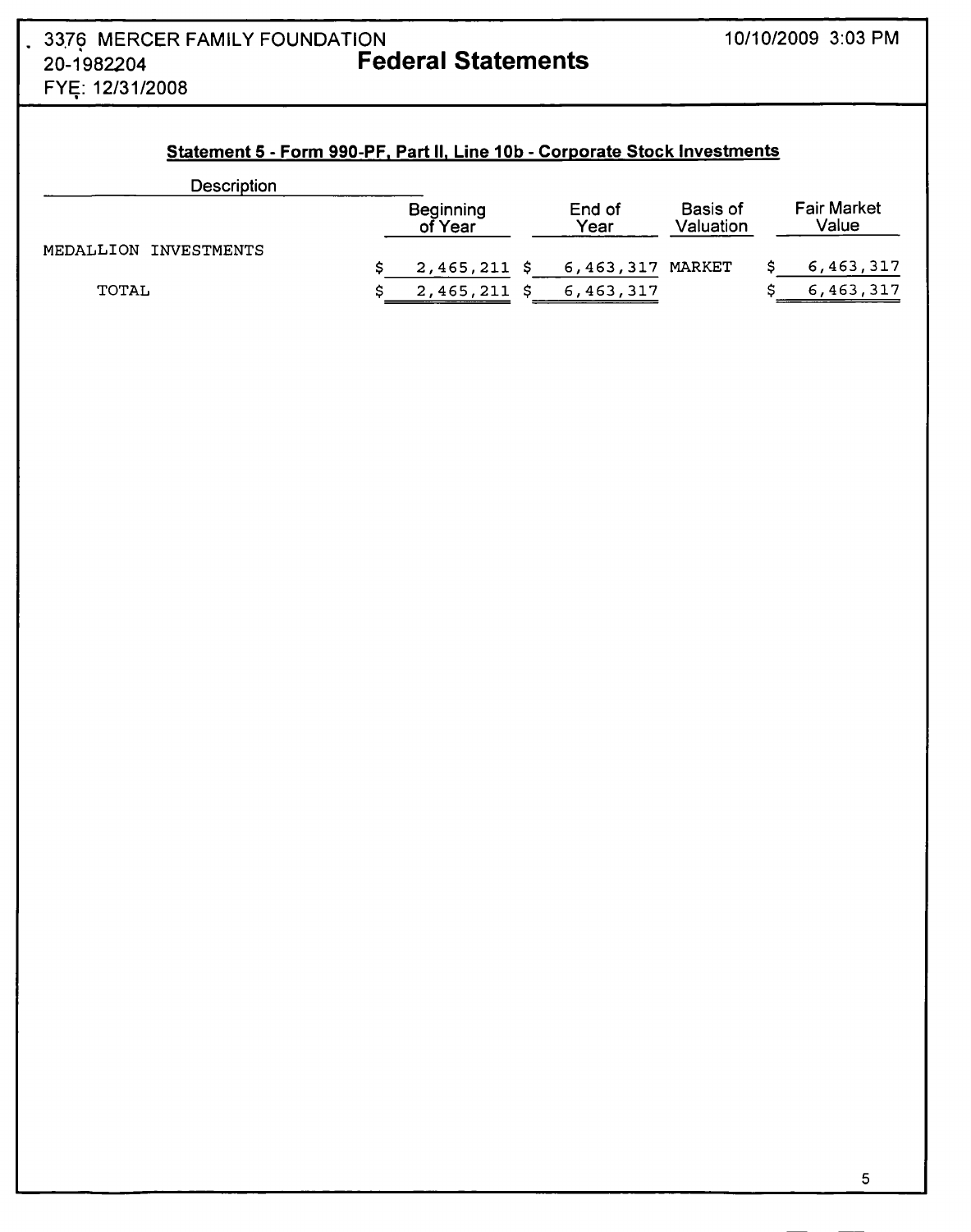3376 MERCER FAMILY FOUNDATION
20-1982204
FYE: 12/31/2008

# Federal Statements

10/10/2009 3:03 PM

## Statement 5 - Form 990-PF, Part II, Line 10b - Corporate Stock Investments

| Description | Beginning of Year | End of Year | Basis of Valuation | Fair Market Value |
|---|---|---|---|---|
| MEDALLION INVESTMENTS | $ 2,465,211 | $ 6,463,317 | MARKET | $ 6,463,317 |
| TOTAL | $ 2,465,211 | $ 6,463,317 | | $ 6,463,317 |